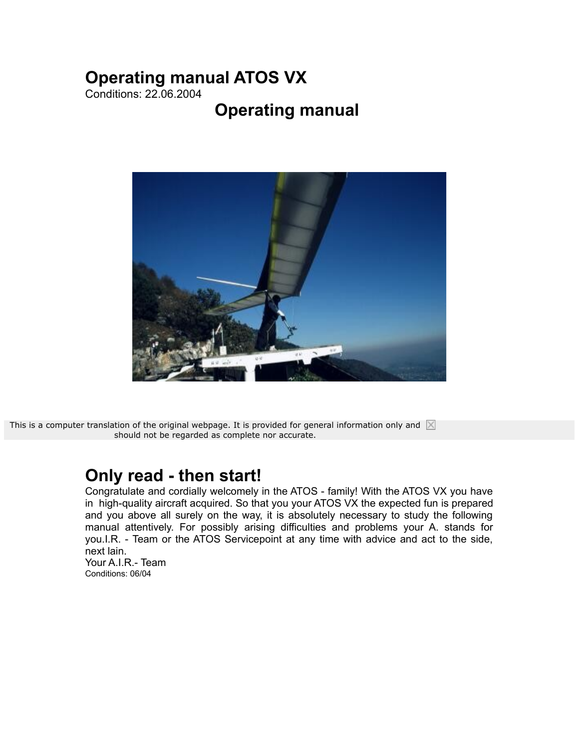# Operating manual ATOS VX

Conditions: 22.06.2004

## Operating manual

This is a computer translation of the original webpage. It is provided for general information only and should not be regarded as complete nor accurate.

# Only read - then start!

Congratulate and cordially welcomely in the ATOS - family! With the ATOS VX you have in high-quality aircraft acquired. So that you your ATOS VX the expected fun is prepared and you above all surely on the way, it is absolutely necessary to study the following manual attentively. For possibly arising difficulties and problems your A. stands for you.I.R. - Team or the ATOS Servicepoint at any time with advice and act to the side, next lain.

Your A.I.R.- Team

Conditions: 06/04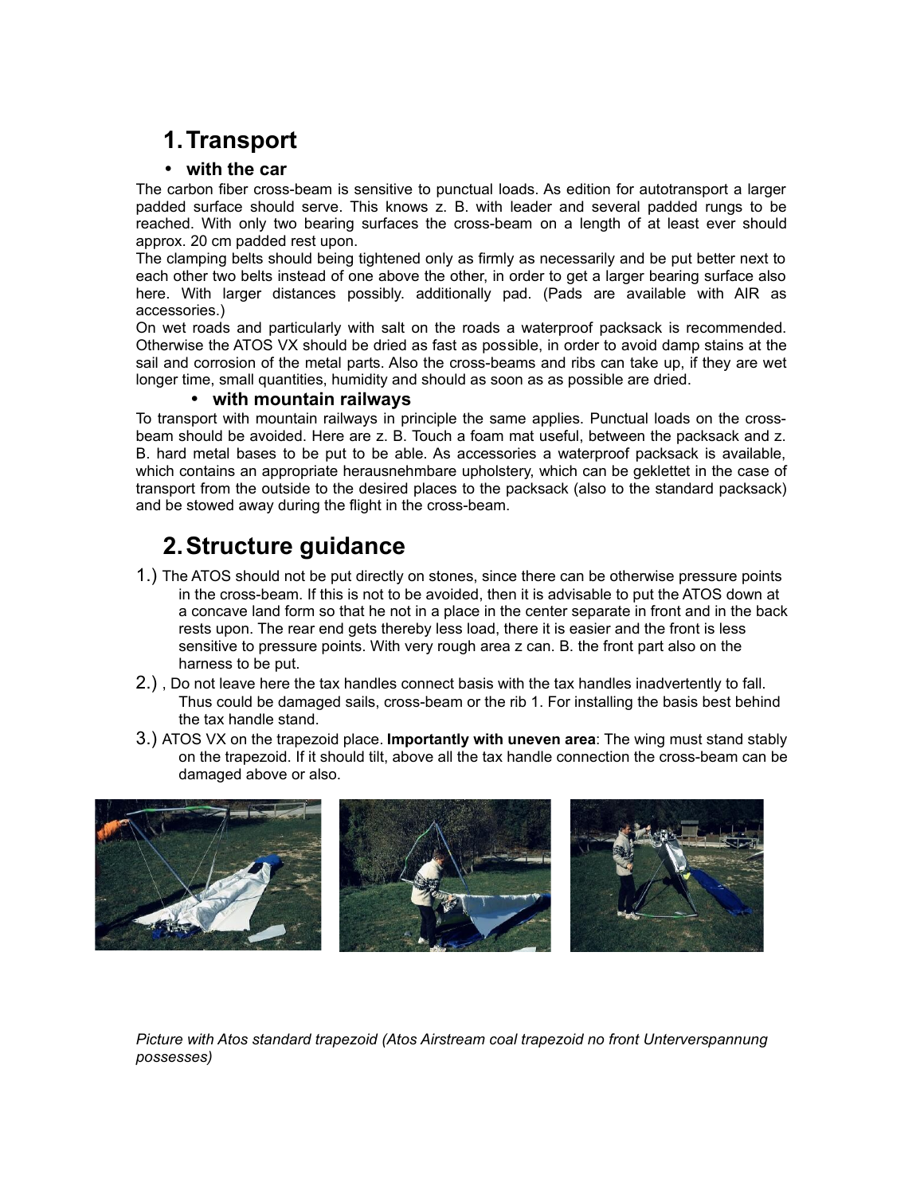## 1. Transport

- **with the car**

The carbon fiber cross-beam is sensitive to punctual loads. As edition for autotransport a larger padded surface should serve. This knows z. B. with leader and several padded rungs to be reached. With only two bearing surfaces the cross-beam on a length of at least ever should approx. 20 cm padded rest upon.

The clamping belts should being tightened only as firmly as necessarily and be put better next to each other two belts instead of one above the other, in order to get a larger bearing surface also here. With larger distances possibly. additionally pad. (Pads are available with AIR as accessories.)

On wet roads and particularly with salt on the roads a waterproof packsack is recommended. Otherwise the ATOS VX should be dried as fast as possible, in order to avoid damp stains at the sail and corrosion of the metal parts. Also the cross-beams and ribs can take up, if they are wet longer time, small quantities, humidity and should as soon as as possible are dried.

- **with mountain railways**

To transport with mountain railways in principle the same applies. Punctual loads on the cross-beam should be avoided. Here are z. B. Touch a foam mat useful, between the packsack and z. B. hard metal bases to be put to be able. As accessories a waterproof packsack is available, which contains an appropriate herausnehmbare upholstery, which can be geklettet in the case of transport from the outside to the desired places to the packsack (also to the standard packsack) and be stowed away during the flight in the cross-beam.

## 2. Structure guidance

1.) The ATOS should not be put directly on stones, since there can be otherwise pressure points in the cross-beam. If this is not to be avoided, then it is advisable to put the ATOS down at a concave land form so that he not in a place in the center separate in front and in the back rests upon. The rear end gets thereby less load, there it is easier and the front is less sensitive to pressure points. With very rough area z can. B. the front part also on the harness to be put.

2.) , Do not leave here the tax handles connect basis with the tax handles inadvertently to fall. Thus could be damaged sails, cross-beam or the rib 1. For installing the basis best behind the tax handle stand.

3.) ATOS VX on the trapezoid place. **Importantly with uneven area**: The wing must stand stably on the trapezoid. If it should tilt, above all the tax handle connection the cross-beam can be damaged above or also.

*Picture with Atos standard trapezoid (Atos Airstream coal trapezoid no front Unterverspannung possesses)*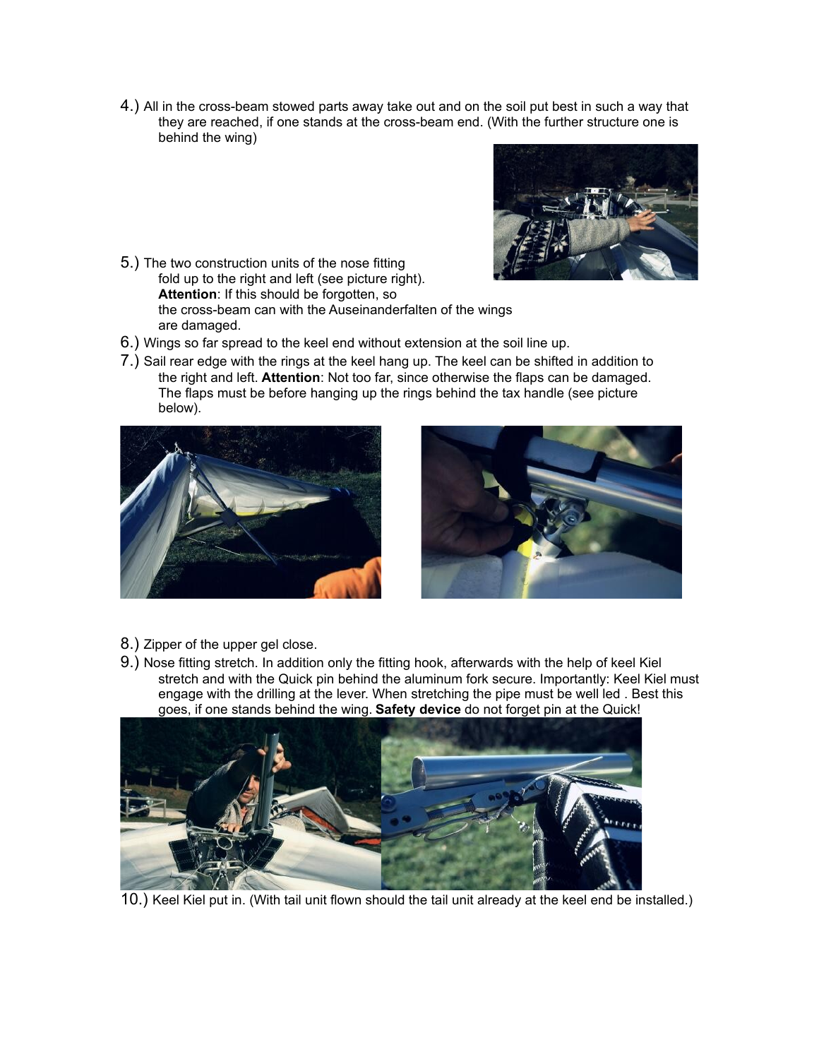4.) All in the cross-beam stowed parts away take out and on the soil put best in such a way that they are reached, if one stands at the cross-beam end. (With the further structure one is behind the wing)

5.) The two construction units of the nose fitting fold up to the right and left (see picture right). **Attention**: If this should be forgotten, so the cross-beam can with the Auseinanderfalten of the wings are damaged.

6.) Wings so far spread to the keel end without extension at the soil line up.

7.) Sail rear edge with the rings at the keel hang up. The keel can be shifted in addition to the right and left. **Attention**: Not too far, since otherwise the flaps can be damaged. The flaps must be before hanging up the rings behind the tax handle (see picture below).

8.) Zipper of the upper gel close.

9.) Nose fitting stretch. In addition only the fitting hook, afterwards with the help of keel Kiel stretch and with the Quick pin behind the aluminum fork secure. Importantly: Keel Kiel must engage with the drilling at the lever. When stretching the pipe must be well led . Best this goes, if one stands behind the wing. **Safety device** do not forget pin at the Quick!

10.) Keel Kiel put in. (With tail unit flown should the tail unit already at the keel end be installed.)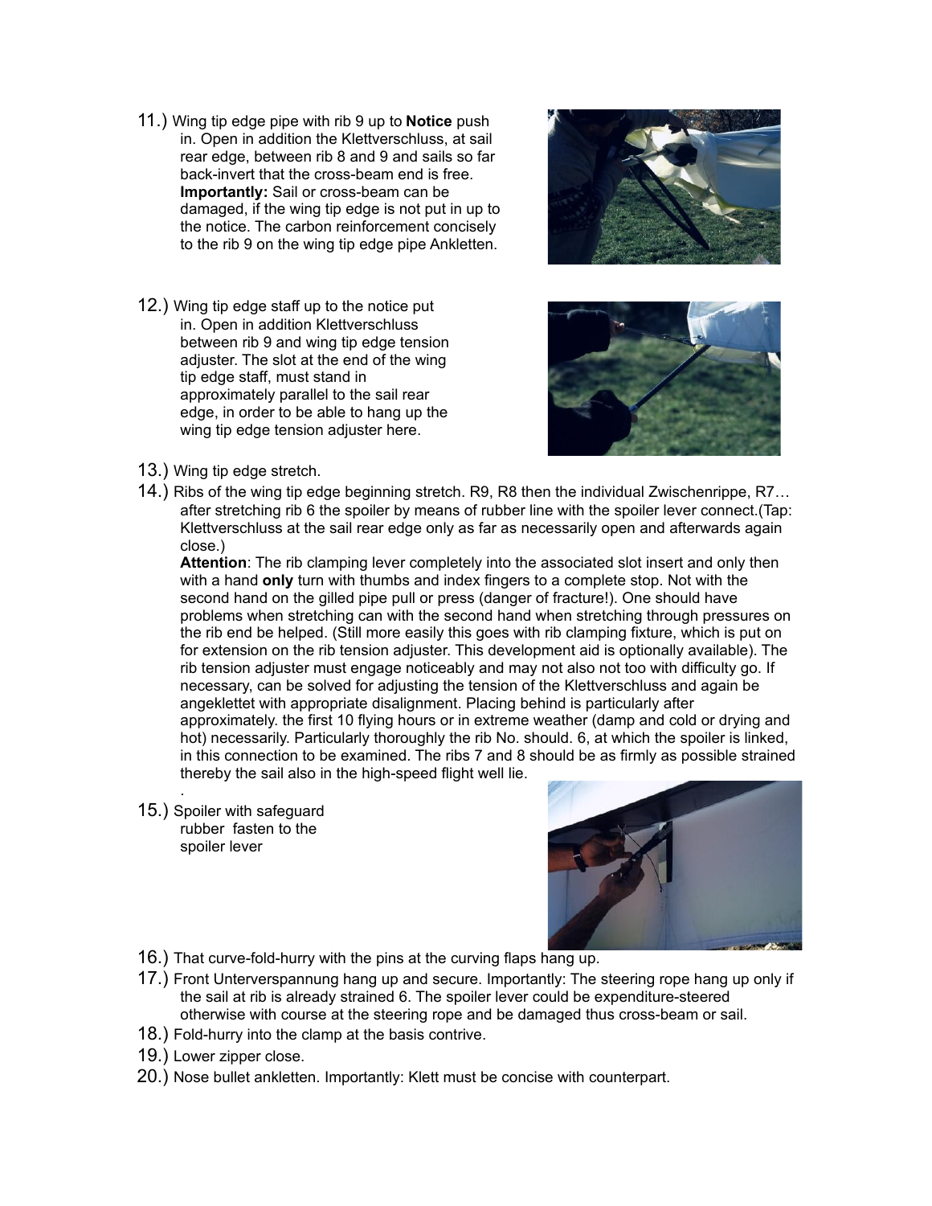11.) Wing tip edge pipe with rib 9 up to **Notice** push in. Open in addition the Klettverschluss, at sail rear edge, between rib 8 and 9 and sails so far back-invert that the cross-beam end is free. **Importantly:** Sail or cross-beam can be damaged, if the wing tip edge is not put in up to the notice. The carbon reinforcement concisely to the rib 9 on the wing tip edge pipe Ankletten.

12.) Wing tip edge staff up to the notice put in. Open in addition Klettverschluss between rib 9 and wing tip edge tension adjuster. The slot at the end of the wing tip edge staff, must stand in approximately parallel to the sail rear edge, in order to be able to hang up the wing tip edge tension adjuster here.

13.) Wing tip edge stretch.

14.) Ribs of the wing tip edge beginning stretch. R9, R8 then the individual Zwischenrippe, R7… after stretching rib 6 the spoiler by means of rubber line with the spoiler lever connect.(Tap: Klettverschluss at the sail rear edge only as far as necessarily open and afterwards again close.)
**Attention**: The rib clamping lever completely into the associated slot insert and only then with a hand **only** turn with thumbs and index fingers to a complete stop. Not with the second hand on the gilled pipe pull or press (danger of fracture!). One should have problems when stretching can with the second hand when stretching through pressures on the rib end be helped. (Still more easily this goes with rib clamping fixture, which is put on for extension on the rib tension adjuster. This development aid is optionally available). The rib tension adjuster must engage noticeably and may not also not too with difficulty go. If necessary, can be solved for adjusting the tension of the Klettverschluss and again be angeklettet with appropriate disalignment. Placing behind is particularly after approximately. the first 10 flying hours or in extreme weather (damp and cold or drying and hot) necessarily. Particularly thoroughly the rib No. should. 6, at which the spoiler is linked, in this connection to be examined. The ribs 7 and 8 should be as firmly as possible strained thereby the sail also in the high-speed flight well lie.
.

15.) Spoiler with safeguard rubber fasten to the spoiler lever

16.) That curve-fold-hurry with the pins at the curving flaps hang up.

17.) Front Unterverspannung hang up and secure. Importantly: The steering rope hang up only if the sail at rib is already strained 6. The spoiler lever could be expenditure-steered otherwise with course at the steering rope and be damaged thus cross-beam or sail.

18.) Fold-hurry into the clamp at the basis contrive.

19.) Lower zipper close.

20.) Nose bullet ankletten. Importantly: Klett must be concise with counterpart.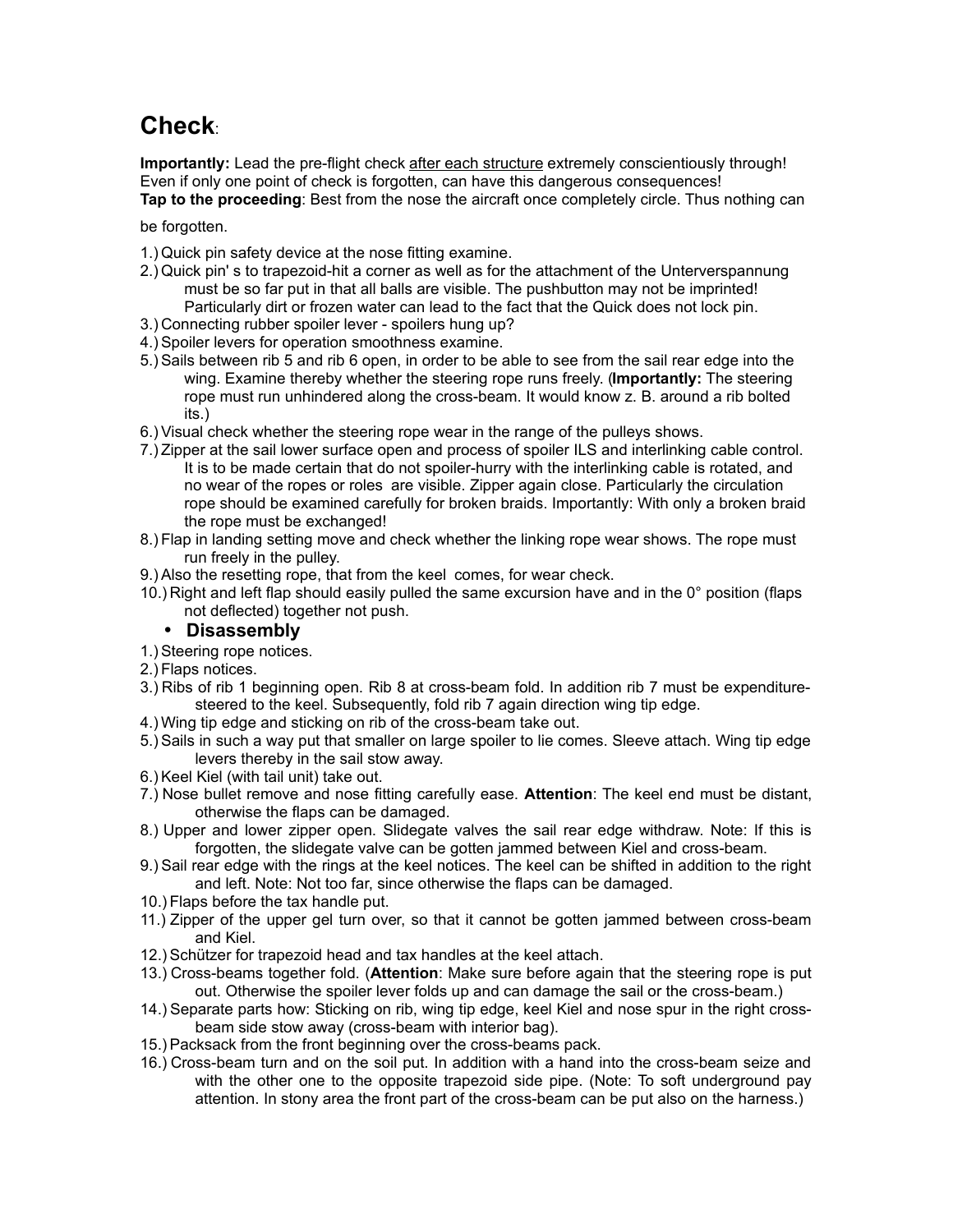# Check:

**Importantly:** Lead the pre-flight check <u>after each structure</u> extremely conscientiously through! Even if only one point of check is forgotten, can have this dangerous consequences!
**Tap to the proceeding**: Best from the nose the aircraft once completely circle. Thus nothing can be forgotten.

1.) Quick pin safety device at the nose fitting examine.
2.) Quick pin' s to trapezoid-hit a corner as well as for the attachment of the Unterverspannung must be so far put in that all balls are visible. The pushbutton may not be imprinted! Particularly dirt or frozen water can lead to the fact that the Quick does not lock pin.
3.) Connecting rubber spoiler lever - spoilers hung up?
4.) Spoiler levers for operation smoothness examine.
5.) Sails between rib 5 and rib 6 open, in order to be able to see from the sail rear edge into the wing. Examine thereby whether the steering rope runs freely. (**Importantly:** The steering rope must run unhindered along the cross-beam. It would know z. B. around a rib bolted its.)
6.) Visual check whether the steering rope wear in the range of the pulleys shows.
7.) Zipper at the sail lower surface open and process of spoiler ILS and interlinking cable control. It is to be made certain that do not spoiler-hurry with the interlinking cable is rotated, and no wear of the ropes or roles are visible. Zipper again close. Particularly the circulation rope should be examined carefully for broken braids. Importantly: With only a broken braid the rope must be exchanged!
8.) Flap in landing setting move and check whether the linking rope wear shows. The rope must run freely in the pulley.
9.) Also the resetting rope, that from the keel comes, for wear check.
10.) Right and left flap should easily pulled the same excursion have and in the 0° position (flaps not deflected) together not push.

- **Disassembly**

1.) Steering rope notices.
2.) Flaps notices.
3.) Ribs of rib 1 beginning open. Rib 8 at cross-beam fold. In addition rib 7 must be expenditure-steered to the keel. Subsequently, fold rib 7 again direction wing tip edge.
4.) Wing tip edge and sticking on rib of the cross-beam take out.
5.) Sails in such a way put that smaller on large spoiler to lie comes. Sleeve attach. Wing tip edge levers thereby in the sail stow away.
6.) Keel Kiel (with tail unit) take out.
7.) Nose bullet remove and nose fitting carefully ease. **Attention**: The keel end must be distant, otherwise the flaps can be damaged.
8.) Upper and lower zipper open. Slidegate valves the sail rear edge withdraw. Note: If this is forgotten, the slidegate valve can be gotten jammed between Kiel and cross-beam.
9.) Sail rear edge with the rings at the keel notices. The keel can be shifted in addition to the right and left. Note: Not too far, since otherwise the flaps can be damaged.
10.) Flaps before the tax handle put.
11.) Zipper of the upper gel turn over, so that it cannot be gotten jammed between cross-beam and Kiel.
12.) Schützer for trapezoid head and tax handles at the keel attach.
13.) Cross-beams together fold. (**Attention**: Make sure before again that the steering rope is put out. Otherwise the spoiler lever folds up and can damage the sail or the cross-beam.)
14.) Separate parts how: Sticking on rib, wing tip edge, keel Kiel and nose spur in the right cross-beam side stow away (cross-beam with interior bag).
15.) Packsack from the front beginning over the cross-beams pack.
16.) Cross-beam turn and on the soil put. In addition with a hand into the cross-beam seize and with the other one to the opposite trapezoid side pipe. (Note: To soft underground pay attention. In stony area the front part of the cross-beam can be put also on the harness.)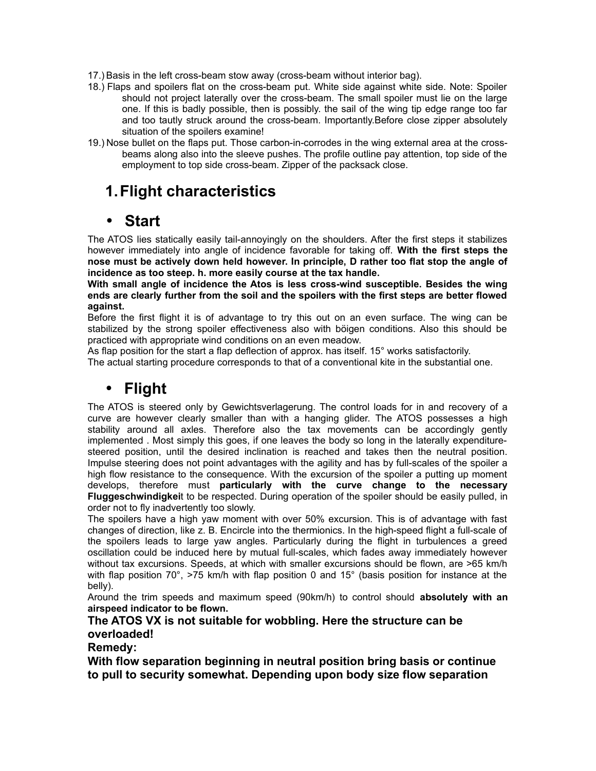17.) Basis in the left cross-beam stow away (cross-beam without interior bag).

18.) Flaps and spoilers flat on the cross-beam put. White side against white side. Note: Spoiler should not project laterally over the cross-beam. The small spoiler must lie on the large one. If this is badly possible, then is possibly. the sail of the wing tip edge range too far and too tautly struck around the cross-beam. Importantly.Before close zipper absolutely situation of the spoilers examine!

19.) Nose bullet on the flaps put. Those carbon-in-corrodes in the wing external area at the cross-beams along also into the sleeve pushes. The profile outline pay attention, top side of the employment to top side cross-beam. Zipper of the packsack close.

# 1. Flight characteristics

## • Start

The ATOS lies statically easily tail-annoyingly on the shoulders. After the first steps it stabilizes however immediately into angle of incidence favorable for taking off. **With the first steps the nose must be actively down held however. In principle, D rather too flat stop the angle of incidence as too steep. h. more easily course at the tax handle.**

**With small angle of incidence the Atos is less cross-wind susceptible. Besides the wing ends are clearly further from the soil and the spoilers with the first steps are better flowed against.**

Before the first flight it is of advantage to try this out on an even surface. The wing can be stabilized by the strong spoiler effectiveness also with böigen conditions. Also this should be practiced with appropriate wind conditions on an even meadow.

As flap position for the start a flap deflection of approx. has itself. 15° works satisfactorily.

The actual starting procedure corresponds to that of a conventional kite in the substantial one.

## • Flight

The ATOS is steered only by Gewichtsverlagerung. The control loads for in and recovery of a curve are however clearly smaller than with a hanging glider. The ATOS possesses a high stability around all axles. Therefore also the tax movements can be accordingly gently implemented . Most simply this goes, if one leaves the body so long in the laterally expenditure-steered position, until the desired inclination is reached and takes then the neutral position. Impulse steering does not point advantages with the agility and has by full-scales of the spoiler a high flow resistance to the consequence. With the excursion of the spoiler a putting up moment develops, therefore must **particularly with the curve change to the necessary Fluggeschwindigkei**t to be respected. During operation of the spoiler should be easily pulled, in order not to fly inadvertently too slowly.

The spoilers have a high yaw moment with over 50% excursion. This is of advantage with fast changes of direction, like z. B. Encircle into the thermionics. In the high-speed flight a full-scale of the spoilers leads to large yaw angles. Particularly during the flight in turbulences a greed oscillation could be induced here by mutual full-scales, which fades away immediately however without tax excursions. Speeds, at which with smaller excursions should be flown, are >65 km/h with flap position 70°, >75 km/h with flap position 0 and 15° (basis position for instance at the belly).

Around the trim speeds and maximum speed (90km/h) to control should **absolutely with an airspeed indicator to be flown.**

**The ATOS VX is not suitable for wobbling. Here the structure can be overloaded!**

**Remedy:**

**With flow separation beginning in neutral position bring basis or continue to pull to security somewhat. Depending upon body size flow separation**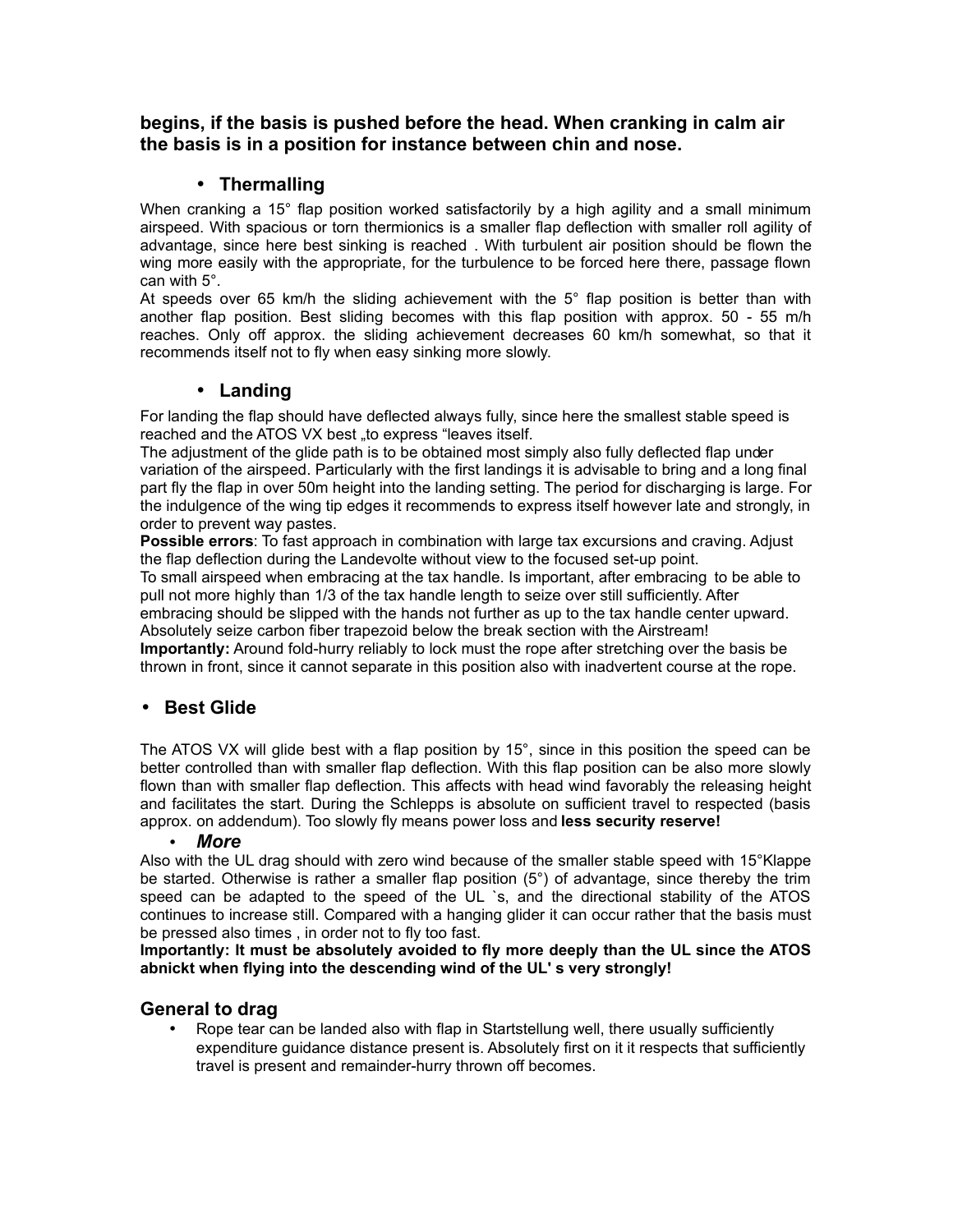**begins, if the basis is pushed before the head. When cranking in calm air the basis is in a position for instance between chin and nose.**

- **Thermalling**

When cranking a 15° flap position worked satisfactorily by a high agility and a small minimum airspeed. With spacious or torn thermionics is a smaller flap deflection with smaller roll agility of advantage, since here best sinking is reached . With turbulent air position should be flown the wing more easily with the appropriate, for the turbulence to be forced here there, passage flown can with 5°.
At speeds over 65 km/h the sliding achievement with the 5° flap position is better than with another flap position. Best sliding becomes with this flap position with approx. 50 - 55 m/h reaches. Only off approx. the sliding achievement decreases 60 km/h somewhat, so that it recommends itself not to fly when easy sinking more slowly.

- **Landing**

For landing the flap should have deflected always fully, since here the smallest stable speed is reached and the ATOS VX best „to express "leaves itself.
The adjustment of the glide path is to be obtained most simply also fully deflected flap under variation of the airspeed. Particularly with the first landings it is advisable to bring and a long final part fly the flap in over 50m height into the landing setting. The period for discharging is large. For the indulgence of the wing tip edges it recommends to express itself however late and strongly, in order to prevent way pastes.
**Possible errors**: To fast approach in combination with large tax excursions and craving. Adjust the flap deflection during the Landevolte without view to the focused set-up point.
To small airspeed when embracing at the tax handle. Is important, after embracing to be able to pull not more highly than 1/3 of the tax handle length to seize over still sufficiently. After embracing should be slipped with the hands not further as up to the tax handle center upward. Absolutely seize carbon fiber trapezoid below the break section with the Airstream!
**Importantly:** Around fold-hurry reliably to lock must the rope after stretching over the basis be thrown in front, since it cannot separate in this position also with inadvertent course at the rope.

- **Best Glide**

The ATOS VX will glide best with a flap position by 15°, since in this position the speed can be better controlled than with smaller flap deflection. With this flap position can be also more slowly flown than with smaller flap deflection. This affects with head wind favorably the releasing height and facilitates the start. During the Schlepps is absolute on sufficient travel to respected (basis approx. on addendum). Too slowly fly means power loss and **less security reserve!**

- ***More***

Also with the UL drag should with zero wind because of the smaller stable speed with 15°Klappe be started. Otherwise is rather a smaller flap position (5°) of advantage, since thereby the trim speed can be adapted to the speed of the UL `s, and the directional stability of the ATOS continues to increase still. Compared with a hanging glider it can occur rather that the basis must be pressed also times , in order not to fly too fast.
**Importantly: It must be absolutely avoided to fly more deeply than the UL since the ATOS abnickt when flying into the descending wind of the UL' s very strongly!**

## General to drag

- Rope tear can be landed also with flap in Startstellung well, there usually sufficiently expenditure guidance distance present is. Absolutely first on it it respects that sufficiently travel is present and remainder-hurry thrown off becomes.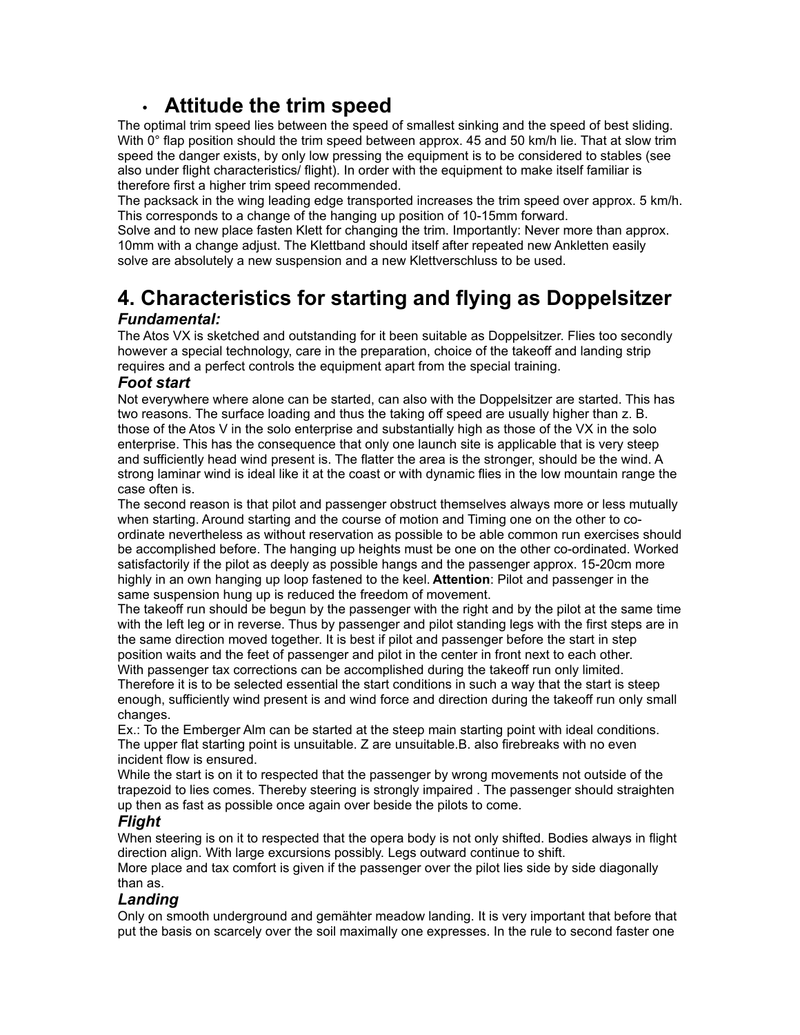- **Attitude the trim speed**

The optimal trim speed lies between the speed of smallest sinking and the speed of best sliding. With 0° flap position should the trim speed between approx. 45 and 50 km/h lie. That at slow trim speed the danger exists, by only low pressing the equipment is to be considered to stables (see also under flight characteristics/ flight). In order with the equipment to make itself familiar is therefore first a higher trim speed recommended.

The packsack in the wing leading edge transported increases the trim speed over approx. 5 km/h. This corresponds to a change of the hanging up position of 10-15mm forward.

Solve and to new place fasten Klett for changing the trim. Importantly: Never more than approx. 10mm with a change adjust. The Klettband should itself after repeated new Ankletten easily solve are absolutely a new suspension and a new Klettverschluss to be used.

## 4. Characteristics for starting and flying as Doppelsitzer

### *Fundamental:*

The Atos VX is sketched and outstanding for it been suitable as Doppelsitzer. Flies too secondly however a special technology, care in the preparation, choice of the takeoff and landing strip requires and a perfect controls the equipment apart from the special training.

### *Foot start*

Not everywhere where alone can be started, can also with the Doppelsitzer are started. This has two reasons. The surface loading and thus the taking off speed are usually higher than z. B. those of the Atos V in the solo enterprise and substantially high as those of the VX in the solo enterprise. This has the consequence that only one launch site is applicable that is very steep and sufficiently head wind present is. The flatter the area is the stronger, should be the wind. A strong laminar wind is ideal like it at the coast or with dynamic flies in the low mountain range the case often is.

The second reason is that pilot and passenger obstruct themselves always more or less mutually when starting. Around starting and the course of motion and Timing one on the other to co-ordinate nevertheless as without reservation as possible to be able common run exercises should be accomplished before. The hanging up heights must be one on the other co-ordinated. Worked satisfactorily if the pilot as deeply as possible hangs and the passenger approx. 15-20cm more highly in an own hanging up loop fastened to the keel. **Attention**: Pilot and passenger in the same suspension hung up is reduced the freedom of movement.

The takeoff run should be begun by the passenger with the right and by the pilot at the same time with the left leg or in reverse. Thus by passenger and pilot standing legs with the first steps are in the same direction moved together. It is best if pilot and passenger before the start in step position waits and the feet of passenger and pilot in the center in front next to each other.

With passenger tax corrections can be accomplished during the takeoff run only limited. Therefore it is to be selected essential the start conditions in such a way that the start is steep enough, sufficiently wind present is and wind force and direction during the takeoff run only small changes.

Ex.: To the Emberger Alm can be started at the steep main starting point with ideal conditions. The upper flat starting point is unsuitable. Z are unsuitable.B. also firebreaks with no even incident flow is ensured.

While the start is on it to respected that the passenger by wrong movements not outside of the trapezoid to lies comes. Thereby steering is strongly impaired . The passenger should straighten up then as fast as possible once again over beside the pilots to come.

### *Flight*

When steering is on it to respected that the opera body is not only shifted. Bodies always in flight direction align. With large excursions possibly. Legs outward continue to shift.

More place and tax comfort is given if the passenger over the pilot lies side by side diagonally than as.

### *Landing*

Only on smooth underground and gemähter meadow landing. It is very important that before that put the basis on scarcely over the soil maximally one expresses. In the rule to second faster one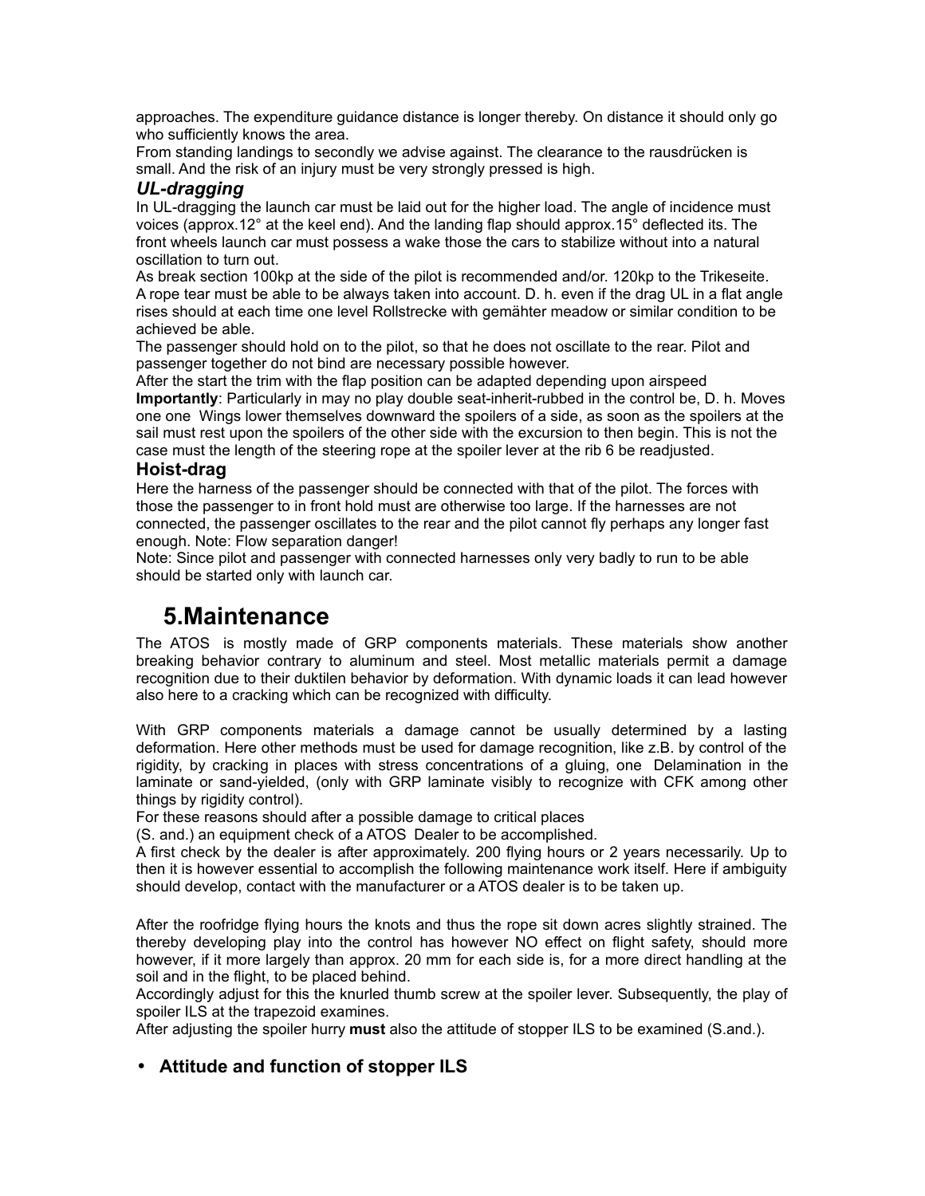approaches. The expenditure guidance distance is longer thereby. On distance it should only go who sufficiently knows the area.
From standing landings to secondly we advise against. The clearance to the rausdrücken is small. And the risk of an injury must be very strongly pressed is high.

### *UL-dragging*

In UL-dragging the launch car must be laid out for the higher load. The angle of incidence must voices (approx.12° at the keel end). And the landing flap should approx.15° deflected its. The front wheels launch car must possess a wake those the cars to stabilize without into a natural oscillation to turn out.
As break section 100kp at the side of the pilot is recommended and/or. 120kp to the Trikeseite. A rope tear must be able to be always taken into account. D. h. even if the drag UL in a flat angle rises should at each time one level Rollstrecke with gemähter meadow or similar condition to be achieved be able.
The passenger should hold on to the pilot, so that he does not oscillate to the rear. Pilot and passenger together do not bind are necessary possible however.
After the start the trim with the flap position can be adapted depending upon airspeed
**Importantly**: Particularly in may no play double seat-inherit-rubbed in the control be, D. h. Moves one one Wings lower themselves downward the spoilers of a side, as soon as the spoilers at the sail must rest upon the spoilers of the other side with the excursion to then begin. This is not the case must the length of the steering rope at the spoiler lever at the rib 6 be readjusted.

### Hoist-drag

Here the harness of the passenger should be connected with that of the pilot. The forces with those the passenger to in front hold must are otherwise too large. If the harnesses are not connected, the passenger oscillates to the rear and the pilot cannot fly perhaps any longer fast enough. Note: Flow separation danger!
Note: Since pilot and passenger with connected harnesses only very badly to run to be able should be started only with launch car.

## 5.Maintenance

The ATOS is mostly made of GRP components materials. These materials show another breaking behavior contrary to aluminum and steel. Most metallic materials permit a damage recognition due to their duktilen behavior by deformation. With dynamic loads it can lead however also here to a cracking which can be recognized with difficulty.

With GRP components materials a damage cannot be usually determined by a lasting deformation. Here other methods must be used for damage recognition, like z.B. by control of the rigidity, by cracking in places with stress concentrations of a gluing, one Delamination in the laminate or sand-yielded, (only with GRP laminate visibly to recognize with CFK among other things by rigidity control).
For these reasons should after a possible damage to critical places
(S. and.) an equipment check of a ATOS Dealer to be accomplished.
A first check by the dealer is after approximately. 200 flying hours or 2 years necessarily. Up to then it is however essential to accomplish the following maintenance work itself. Here if ambiguity should develop, contact with the manufacturer or a ATOS dealer is to be taken up.

After the roofridge flying hours the knots and thus the rope sit down acres slightly strained. The thereby developing play into the control has however NO effect on flight safety, should more however, if it more largely than approx. 20 mm for each side is, for a more direct handling at the soil and in the flight, to be placed behind.
Accordingly adjust for this the knurled thumb screw at the spoiler lever. Subsequently, the play of spoiler ILS at the trapezoid examines.
After adjusting the spoiler hurry **must** also the attitude of stopper ILS to be examined (S.and.).

- **Attitude and function of stopper ILS**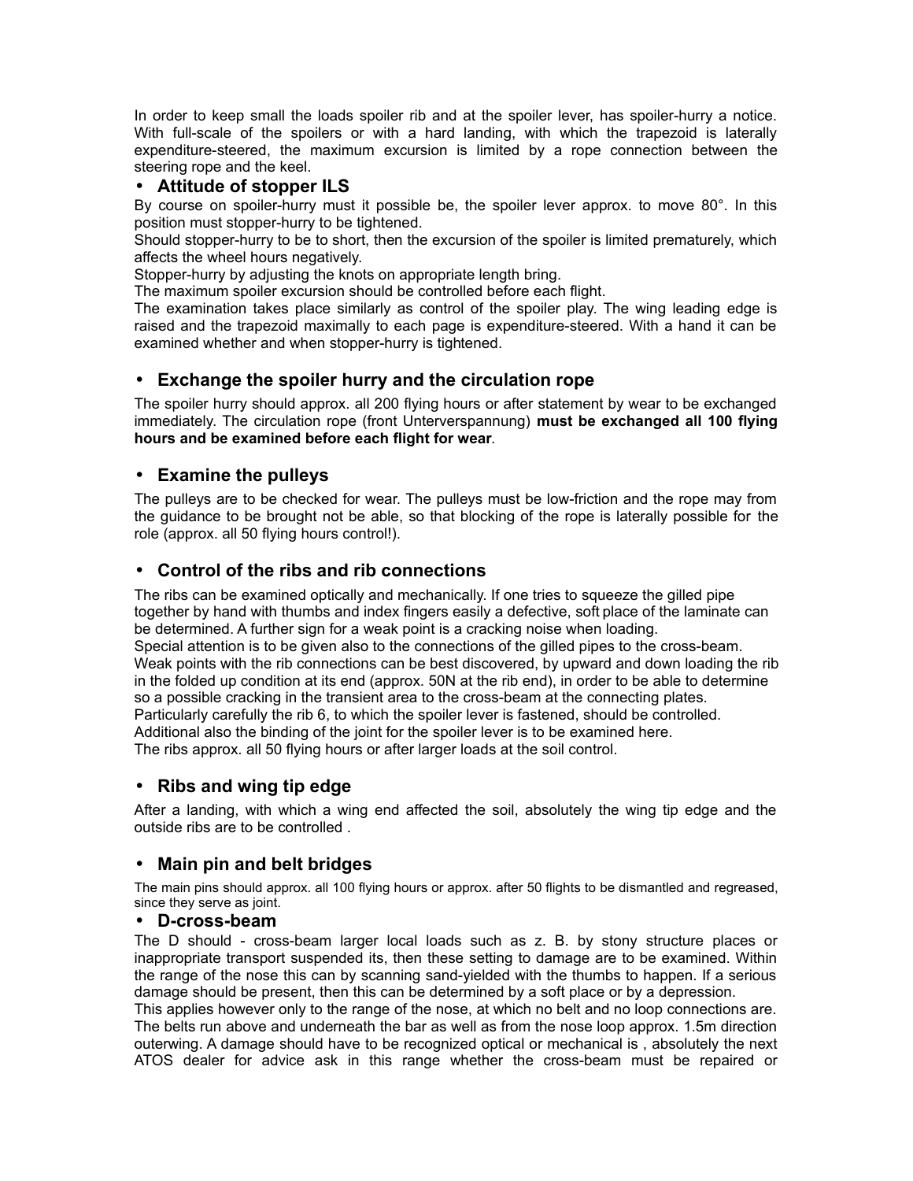In order to keep small the loads spoiler rib and at the spoiler lever, has spoiler-hurry a notice. With full-scale of the spoilers or with a hard landing, with which the trapezoid is laterally expenditure-steered, the maximum excursion is limited by a rope connection between the steering rope and the keel.

- **Attitude of stopper ILS**

By course on spoiler-hurry must it possible be, the spoiler lever approx. to move 80°. In this position must stopper-hurry to be tightened.

Should stopper-hurry to be to short, then the excursion of the spoiler is limited prematurely, which affects the wheel hours negatively.

Stopper-hurry by adjusting the knots on appropriate length bring.

The maximum spoiler excursion should be controlled before each flight.

The examination takes place similarly as control of the spoiler play. The wing leading edge is raised and the trapezoid maximally to each page is expenditure-steered. With a hand it can be examined whether and when stopper-hurry is tightened.

- **Exchange the spoiler hurry and the circulation rope**

The spoiler hurry should approx. all 200 flying hours or after statement by wear to be exchanged immediately. The circulation rope (front Unterverspannung) **must be exchanged all 100 flying hours and be examined before each flight for wear**.

- **Examine the pulleys**

The pulleys are to be checked for wear. The pulleys must be low-friction and the rope may from the guidance to be brought not be able, so that blocking of the rope is laterally possible for the role (approx. all 50 flying hours control!).

- **Control of the ribs and rib connections**

The ribs can be examined optically and mechanically. If one tries to squeeze the gilled pipe together by hand with thumbs and index fingers easily a defective, soft place of the laminate can be determined. A further sign for a weak point is a cracking noise when loading.
Special attention is to be given also to the connections of the gilled pipes to the cross-beam. Weak points with the rib connections can be best discovered, by upward and down loading the rib in the folded up condition at its end (approx. 50N at the rib end), in order to be able to determine so a possible cracking in the transient area to the cross-beam at the connecting plates.
Particularly carefully the rib 6, to which the spoiler lever is fastened, should be controlled. Additional also the binding of the joint for the spoiler lever is to be examined here.
The ribs approx. all 50 flying hours or after larger loads at the soil control.

- **Ribs and wing tip edge**

After a landing, with which a wing end affected the soil, absolutely the wing tip edge and the outside ribs are to be controlled .

- **Main pin and belt bridges**

The main pins should approx. all 100 flying hours or approx. after 50 flights to be dismantled and regreased, since they serve as joint.

- **D-cross-beam**

The D should - cross-beam larger local loads such as z. B. by stony structure places or inappropriate transport suspended its, then these setting to damage are to be examined. Within the range of the nose this can by scanning sand-yielded with the thumbs to happen. If a serious damage should be present, then this can be determined by a soft place or by a depression.
This applies however only to the range of the nose, at which no belt and no loop connections are. The belts run above and underneath the bar as well as from the nose loop approx. 1.5m direction outerwing. A damage should have to be recognized optical or mechanical is , absolutely the next ATOS dealer for advice ask in this range whether the cross-beam must be repaired or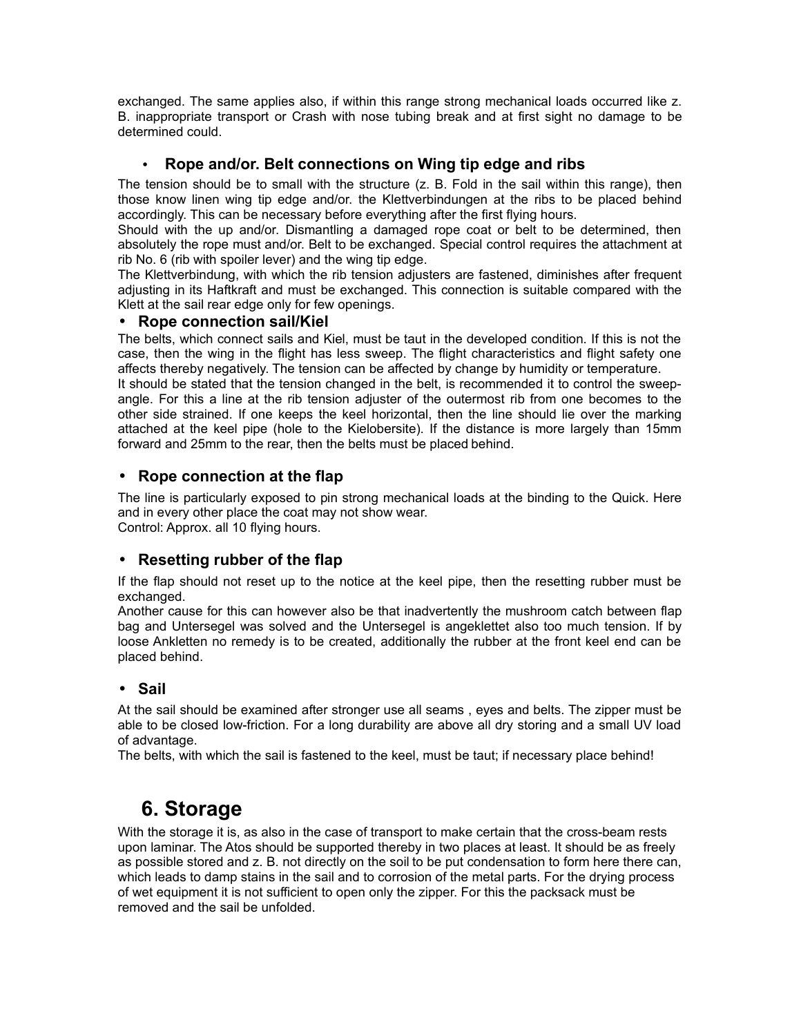exchanged. The same applies also, if within this range strong mechanical loads occurred like z. B. inappropriate transport or Crash with nose tubing break and at first sight no damage to be determined could.

- **Rope and/or. Belt connections on Wing tip edge and ribs**

The tension should be to small with the structure (z. B. Fold in the sail within this range), then those know linen wing tip edge and/or. the Klettverbindungen at the ribs to be placed behind accordingly. This can be necessary before everything after the first flying hours.

Should with the up and/or. Dismantling a damaged rope coat or belt to be determined, then absolutely the rope must and/or. Belt to be exchanged. Special control requires the attachment at rib No. 6 (rib with spoiler lever) and the wing tip edge.

The Klettverbindung, with which the rib tension adjusters are fastened, diminishes after frequent adjusting in its Haftkraft and must be exchanged. This connection is suitable compared with the Klett at the sail rear edge only for few openings.

- **Rope connection sail/Kiel**

The belts, which connect sails and Kiel, must be taut in the developed condition. If this is not the case, then the wing in the flight has less sweep. The flight characteristics and flight safety one affects thereby negatively. The tension can be affected by change by humidity or temperature.

It should be stated that the tension changed in the belt, is recommended it to control the sweep-angle. For this a line at the rib tension adjuster of the outermost rib from one becomes to the other side strained. If one keeps the keel horizontal, then the line should lie over the marking attached at the keel pipe (hole to the Kieloberseite). If the distance is more largely than 15mm forward and 25mm to the rear, then the belts must be placed behind.

- **Rope connection at the flap**

The line is particularly exposed to pin strong mechanical loads at the binding to the Quick. Here and in every other place the coat may not show wear.
Control: Approx. all 10 flying hours.

- **Resetting rubber of the flap**

If the flap should not reset up to the notice at the keel pipe, then the resetting rubber must be exchanged.

Another cause for this can however also be that inadvertently the mushroom catch between flap bag and Untersegel was solved and the Untersegel is angeklettet also too much tension. If by loose Ankletten no remedy is to be created, additionally the rubber at the front keel end can be placed behind.

- **Sail**

At the sail should be examined after stronger use all seams , eyes and belts. The zipper must be able to be closed low-friction. For a long durability are above all dry storing and a small UV load of advantage.

The belts, with which the sail is fastened to the keel, must be taut; if necessary place behind!

# 6. Storage

With the storage it is, as also in the case of transport to make certain that the cross-beam rests upon laminar. The Atos should be supported thereby in two places at least. It should be as freely as possible stored and z. B. not directly on the soil to be put condensation to form here there can, which leads to damp stains in the sail and to corrosion of the metal parts. For the drying process of wet equipment it is not sufficient to open only the zipper. For this the packsack must be removed and the sail be unfolded.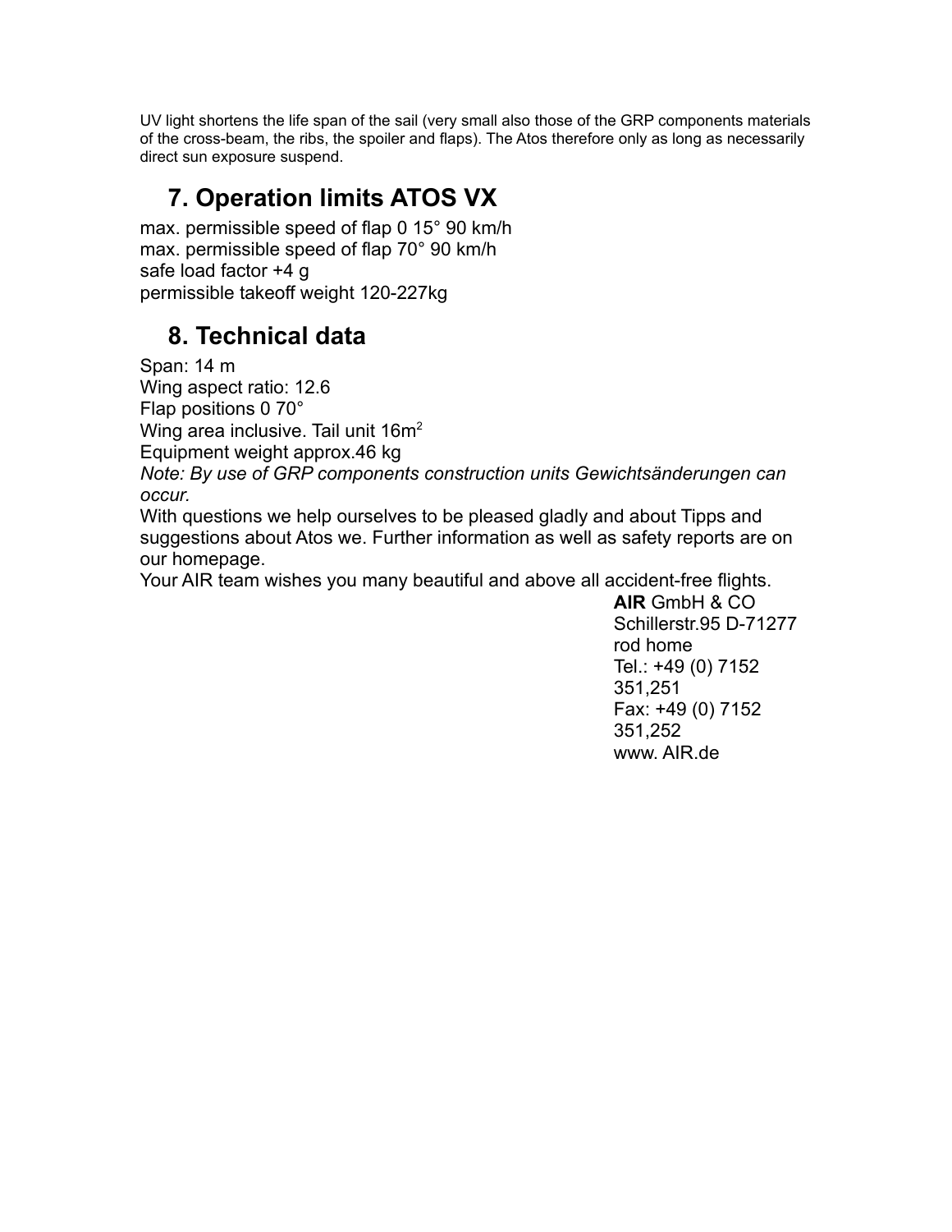UV light shortens the life span of the sail (very small also those of the GRP components materials of the cross-beam, the ribs, the spoiler and flaps). The Atos therefore only as long as necessarily direct sun exposure suspend.

## 7. Operation limits ATOS VX

max. permissible speed of flap 0 15° 90 km/h
max. permissible speed of flap 70° 90 km/h
safe load factor +4 g
permissible takeoff weight 120-227kg

## 8. Technical data

Span: 14 m
Wing aspect ratio: 12.6
Flap positions 0 70°
Wing area inclusive. Tail unit 16m$^2$
Equipment weight approx.46 kg
*Note: By use of GRP components construction units Gewichtsänderungen can occur.*
With questions we help ourselves to be pleased gladly and about Tipps and suggestions about Atos we. Further information as well as safety reports are on our homepage.
Your AIR team wishes you many beautiful and above all accident-free flights.

**AIR** GmbH & CO
Schillerstr.95 D-71277
rod home
Tel.: +49 (0) 7152 351,251
Fax: +49 (0) 7152 351,252
www. AIR.de